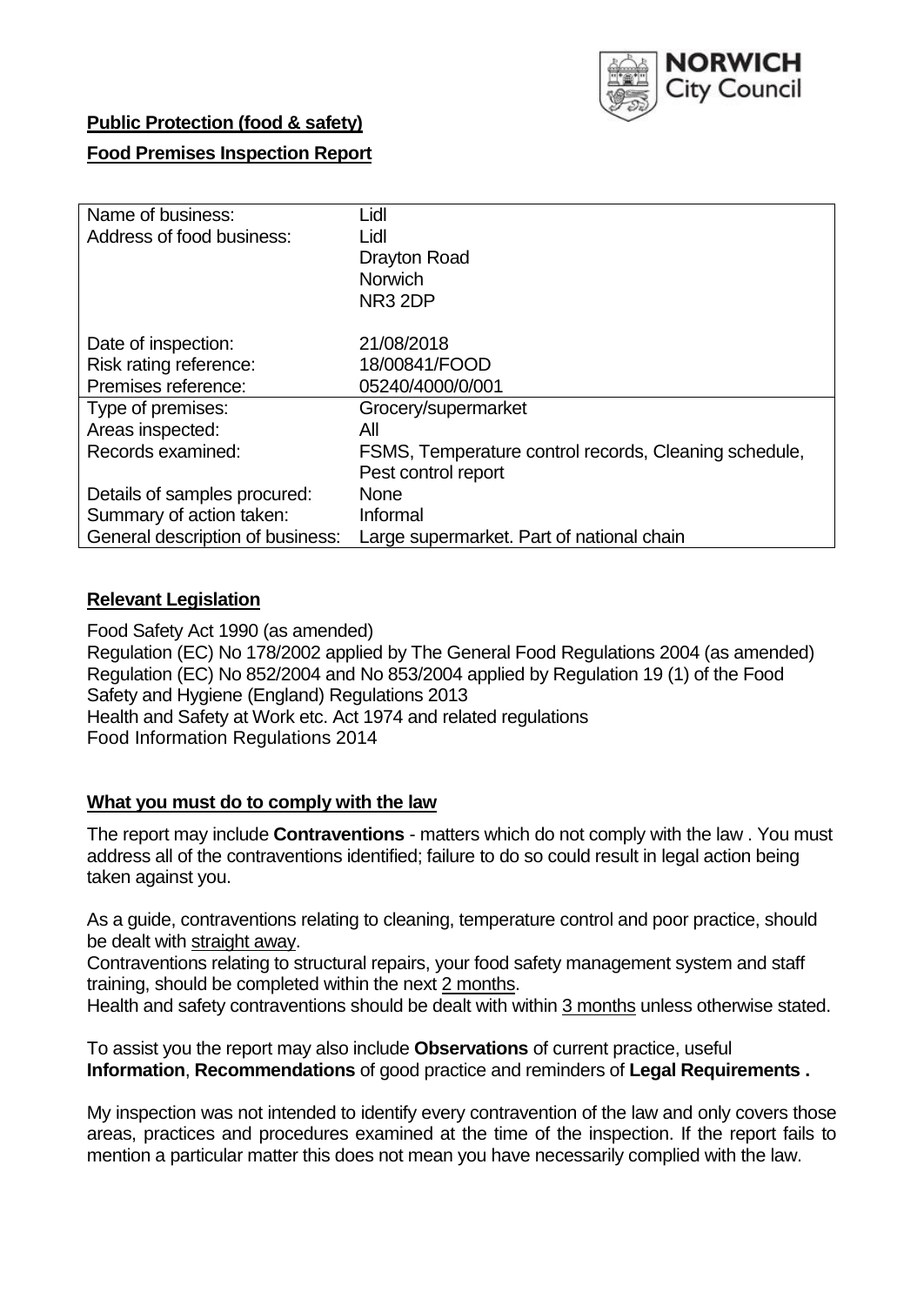NORWICH City Council

**Public Protection (food & safety)**

**Food Premises Inspection Report**

| | |
|---|---|
| Name of business: | Lidl |
| Address of food business: | Lidl<br>Drayton Road<br>Norwich<br>NR3 2DP |
| Date of inspection: | 21/08/2018 |
| Risk rating reference: | 18/00841/FOOD |
| Premises reference: | 05240/4000/0/001 |
| Type of premises: | Grocery/supermarket |
| Areas inspected: | All |
| Records examined: | FSMS, Temperature control records, Cleaning schedule, Pest control report |
| Details of samples procured: | None |
| Summary of action taken: | Informal |
| General description of business: | Large supermarket. Part of national chain |

## **Relevant Legislation**

Food Safety Act 1990 (as amended)
Regulation (EC) No 178/2002 applied by The General Food Regulations 2004 (as amended)
Regulation (EC) No 852/2004 and No 853/2004 applied by Regulation 19 (1) of the Food Safety and Hygiene (England) Regulations 2013
Health and Safety at Work etc. Act 1974 and related regulations
Food Information Regulations 2014

## **What you must do to comply with the law**

The report may include **Contraventions** - matters which do not comply with the law . You must address all of the contraventions identified; failure to do so could result in legal action being taken against you.

As a guide, contraventions relating to cleaning, temperature control and poor practice, should be dealt with straight away.

Contraventions relating to structural repairs, your food safety management system and staff training, should be completed within the next 2 months.

Health and safety contraventions should be dealt with within 3 months unless otherwise stated.

To assist you the report may also include **Observations** of current practice, useful **Information**, **Recommendations** of good practice and reminders of **Legal Requirements .**

My inspection was not intended to identify every contravention of the law and only covers those areas, practices and procedures examined at the time of the inspection. If the report fails to mention a particular matter this does not mean you have necessarily complied with the law.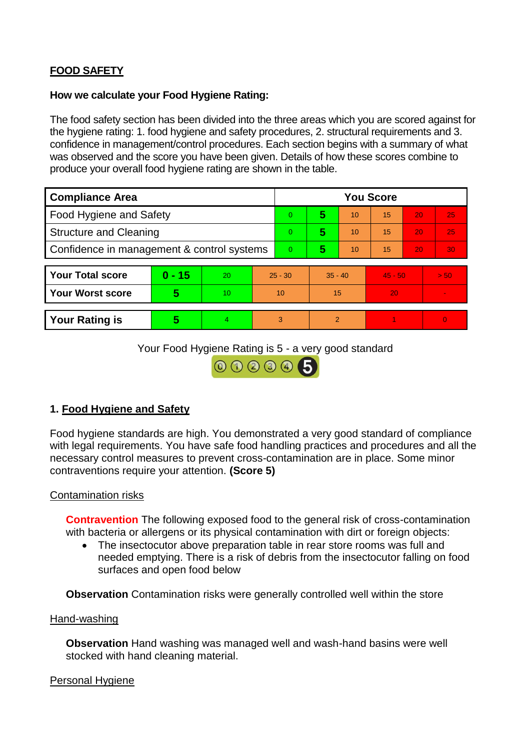**FOOD SAFETY**

**How we calculate your Food Hygiene Rating:**

The food safety section has been divided into the three areas which you are scored against for the hygiene rating: 1. food hygiene and safety procedures, 2. structural requirements and 3. confidence in management/control procedures. Each section begins with a summary of what was observed and the score you have been given. Details of how these scores combine to produce your overall food hygiene rating are shown in the table.

| Compliance Area | You Score | | | | | |
|---|---|---|---|---|---|---|
| Food Hygiene and Safety | 0 | **5** | 10 | 15 | 20 | 25 |
| Structure and Cleaning | 0 | **5** | 10 | 15 | 20 | 25 |
| Confidence in management & control systems | 0 | **5** | 10 | 15 | 20 | 30 |

| | | | | | | |
|---|---|---|---|---|---|---|
| **Your Total score** | **0 - 15** | 20 | 25 - 30 | 35 - 40 | 45 - 50 | > 50 |
| **Your Worst score** | **5** | 10 | 10 | 15 | 20 | - |

| | | | | | | |
|---|---|---|---|---|---|---|
| **Your Rating is** | **5** | 4 | 3 | 2 | 1 | 0 |

Your Food Hygiene Rating is 5 - a very good standard

## 1. Food Hygiene and Safety

Food hygiene standards are high. You demonstrated a very good standard of compliance with legal requirements. You have safe food handling practices and procedures and all the necessary control measures to prevent cross-contamination are in place. Some minor contraventions require your attention. **(Score 5)**

### Contamination risks

**Contravention** The following exposed food to the general risk of cross-contamination with bacteria or allergens or its physical contamination with dirt or foreign objects:

- The insectocutor above preparation table in rear store rooms was full and needed emptying. There is a risk of debris from the insectocutor falling on food surfaces and open food below

**Observation** Contamination risks were generally controlled well within the store

### Hand-washing

**Observation** Hand washing was managed well and wash-hand basins were well stocked with hand cleaning material.

### Personal Hygiene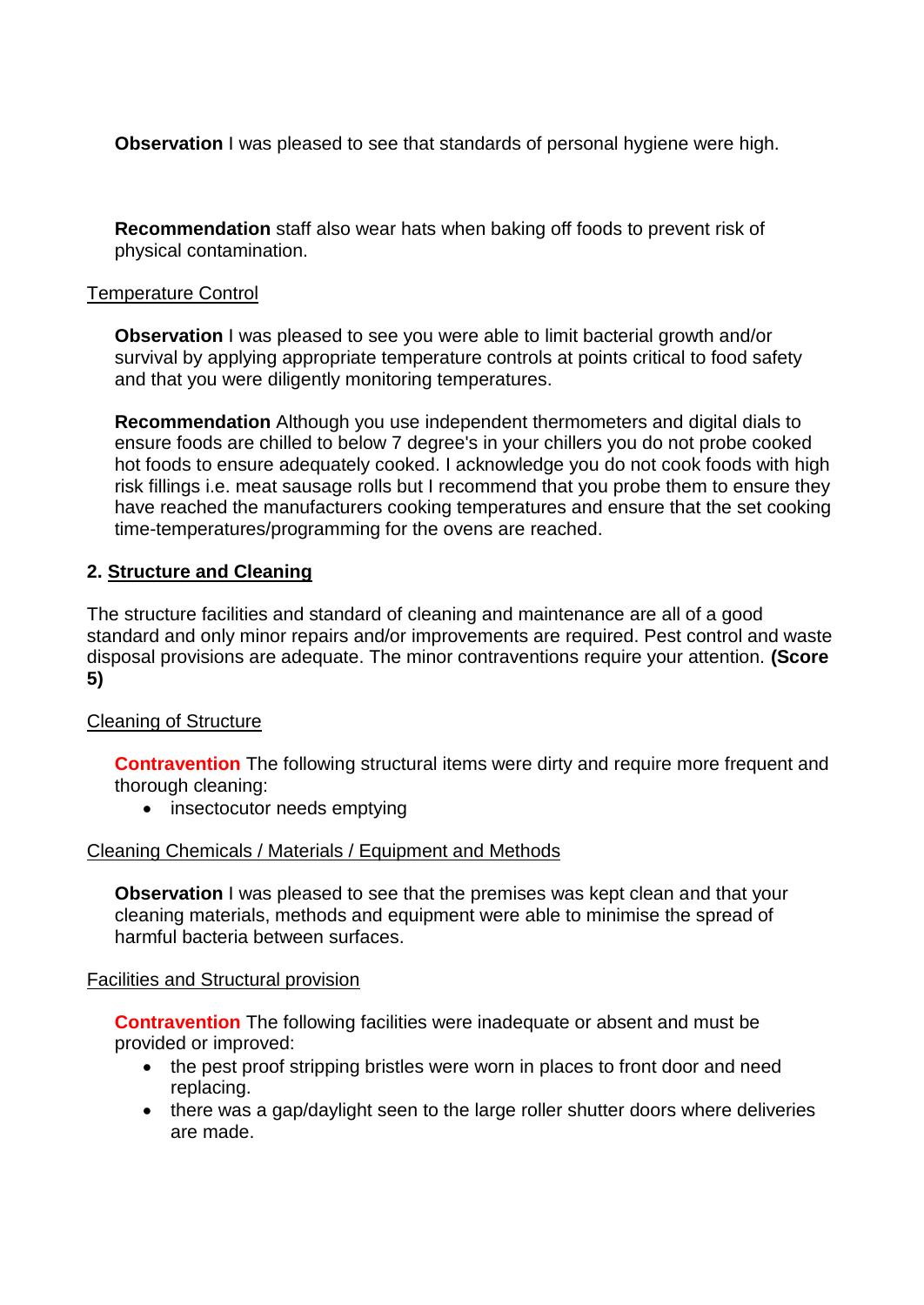**Observation** I was pleased to see that standards of personal hygiene were high.

**Recommendation** staff also wear hats when baking off foods to prevent risk of physical contamination.

Temperature Control

**Observation** I was pleased to see you were able to limit bacterial growth and/or survival by applying appropriate temperature controls at points critical to food safety and that you were diligently monitoring temperatures.

**Recommendation** Although you use independent thermometers and digital dials to ensure foods are chilled to below 7 degree's in your chillers you do not probe cooked hot foods to ensure adequately cooked. I acknowledge you do not cook foods with high risk fillings i.e. meat sausage rolls but I recommend that you probe them to ensure they have reached the manufacturers cooking temperatures and ensure that the set cooking time-temperatures/programming for the ovens are reached.

## 2. Structure and Cleaning

The structure facilities and standard of cleaning and maintenance are all of a good standard and only minor repairs and/or improvements are required. Pest control and waste disposal provisions are adequate. The minor contraventions require your attention. **(Score 5)**

Cleaning of Structure

**Contravention** The following structural items were dirty and require more frequent and thorough cleaning:

- insectocutor needs emptying

Cleaning Chemicals / Materials / Equipment and Methods

**Observation** I was pleased to see that the premises was kept clean and that your cleaning materials, methods and equipment were able to minimise the spread of harmful bacteria between surfaces.

Facilities and Structural provision

**Contravention** The following facilities were inadequate or absent and must be provided or improved:

- the pest proof stripping bristles were worn in places to front door and need replacing.
- there was a gap/daylight seen to the large roller shutter doors where deliveries are made.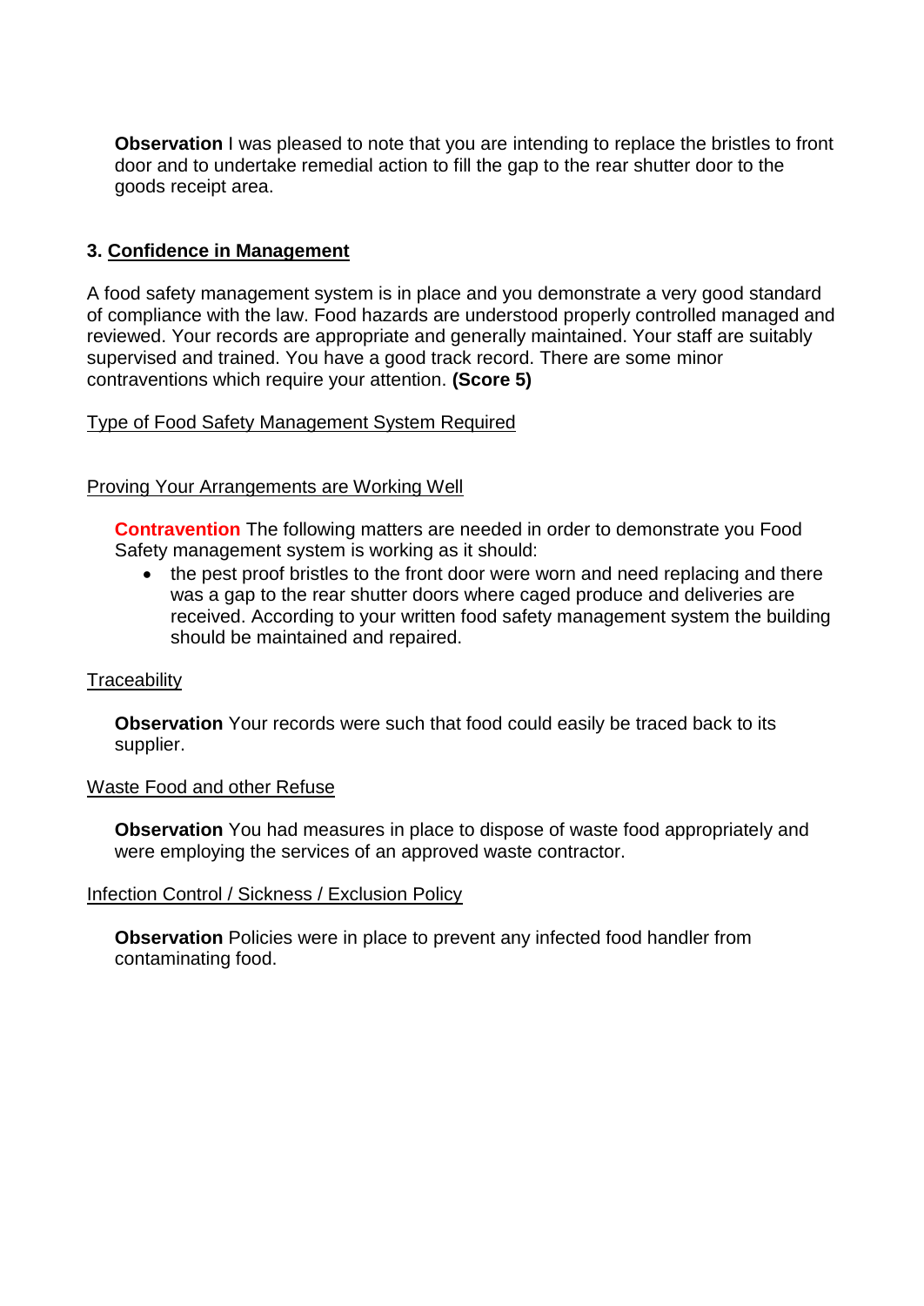**Observation** I was pleased to note that you are intending to replace the bristles to front door and to undertake remedial action to fill the gap to the rear shutter door to the goods receipt area.

### 3. Confidence in Management

A food safety management system is in place and you demonstrate a very good standard of compliance with the law. Food hazards are understood properly controlled managed and reviewed. Your records are appropriate and generally maintained. Your staff are suitably supervised and trained. You have a good track record. There are some minor contraventions which require your attention. **(Score 5)**

Type of Food Safety Management System Required

Proving Your Arrangements are Working Well

**Contravention** The following matters are needed in order to demonstrate you Food Safety management system is working as it should:

- the pest proof bristles to the front door were worn and need replacing and there was a gap to the rear shutter doors where caged produce and deliveries are received. According to your written food safety management system the building should be maintained and repaired.

Traceability

**Observation** Your records were such that food could easily be traced back to its supplier.

Waste Food and other Refuse

**Observation** You had measures in place to dispose of waste food appropriately and were employing the services of an approved waste contractor.

Infection Control / Sickness / Exclusion Policy

**Observation** Policies were in place to prevent any infected food handler from contaminating food.